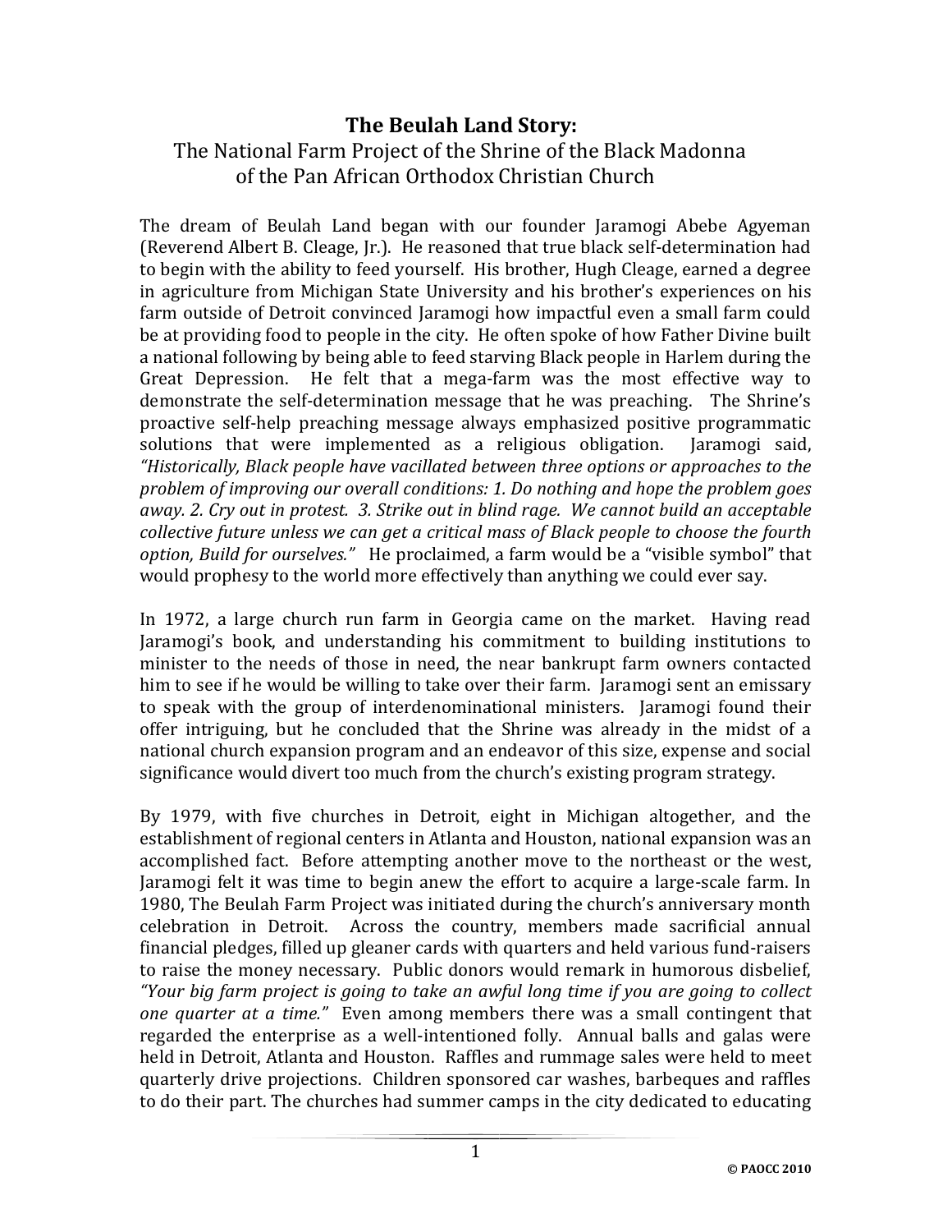# The Beulah Land Story:

## The National Farm Project of the Shrine of the Black Madonna of the Pan African Orthodox Christian Church

The dream of Beulah Land began with our founder Jaramogi Abebe Agyeman (Reverend Albert B. Cleage, Jr.). He reasoned that true black self-determination had to begin with the ability to feed yourself. His brother, Hugh Cleage, earned a degree in agriculture from Michigan State University and his brother's experiences on his farm outside of Detroit convinced Jaramogi how impactful even a small farm could be at providing food to people in the city. He often spoke of how Father Divine built a national following by being able to feed starving Black people in Harlem during the Great Depression. He felt that a mega-farm was the most effective way to demonstrate the self-determination message that he was preaching. The Shrine's proactive self-help preaching message always emphasized positive programmatic solutions that were implemented as a religious obligation. Jaramogi said, *"Historically, Black people have vacillated between three options or approaches to the problem of improving our overall conditions: 1. Do nothing and hope the problem goes away. 2. Cry out in protest. 3. Strike out in blind rage. We cannot build an acceptable collective future unless we can get a critical mass of Black people to choose the fourth option, Build for ourselves."* He proclaimed, a farm would be a "visible symbol" that would prophesy to the world more effectively than anything we could ever say.

In 1972, a large church run farm in Georgia came on the market. Having read Jaramogi's book, and understanding his commitment to building institutions to minister to the needs of those in need, the near bankrupt farm owners contacted him to see if he would be willing to take over their farm. Jaramogi sent an emissary to speak with the group of interdenominational ministers. Jaramogi found their offer intriguing, but he concluded that the Shrine was already in the midst of a national church expansion program and an endeavor of this size, expense and social significance would divert too much from the church's existing program strategy.

By 1979, with five churches in Detroit, eight in Michigan altogether, and the establishment of regional centers in Atlanta and Houston, national expansion was an accomplished fact. Before attempting another move to the northeast or the west, Jaramogi felt it was time to begin anew the effort to acquire a large-scale farm. In 1980, The Beulah Farm Project was initiated during the church's anniversary month celebration in Detroit. Across the country, members made sacrificial annual financial pledges, filled up gleaner cards with quarters and held various fund-raisers to raise the money necessary. Public donors would remark in humorous disbelief, *"Your big farm project is going to take an awful long time if you are going to collect one quarter at a time."* Even among members there was a small contingent that regarded the enterprise as a well-intentioned folly. Annual balls and galas were held in Detroit, Atlanta and Houston. Raffles and rummage sales were held to meet quarterly drive projections. Children sponsored car washes, barbeques and raffles to do their part. The churches had summer camps in the city dedicated to educating

© PAOCC 2010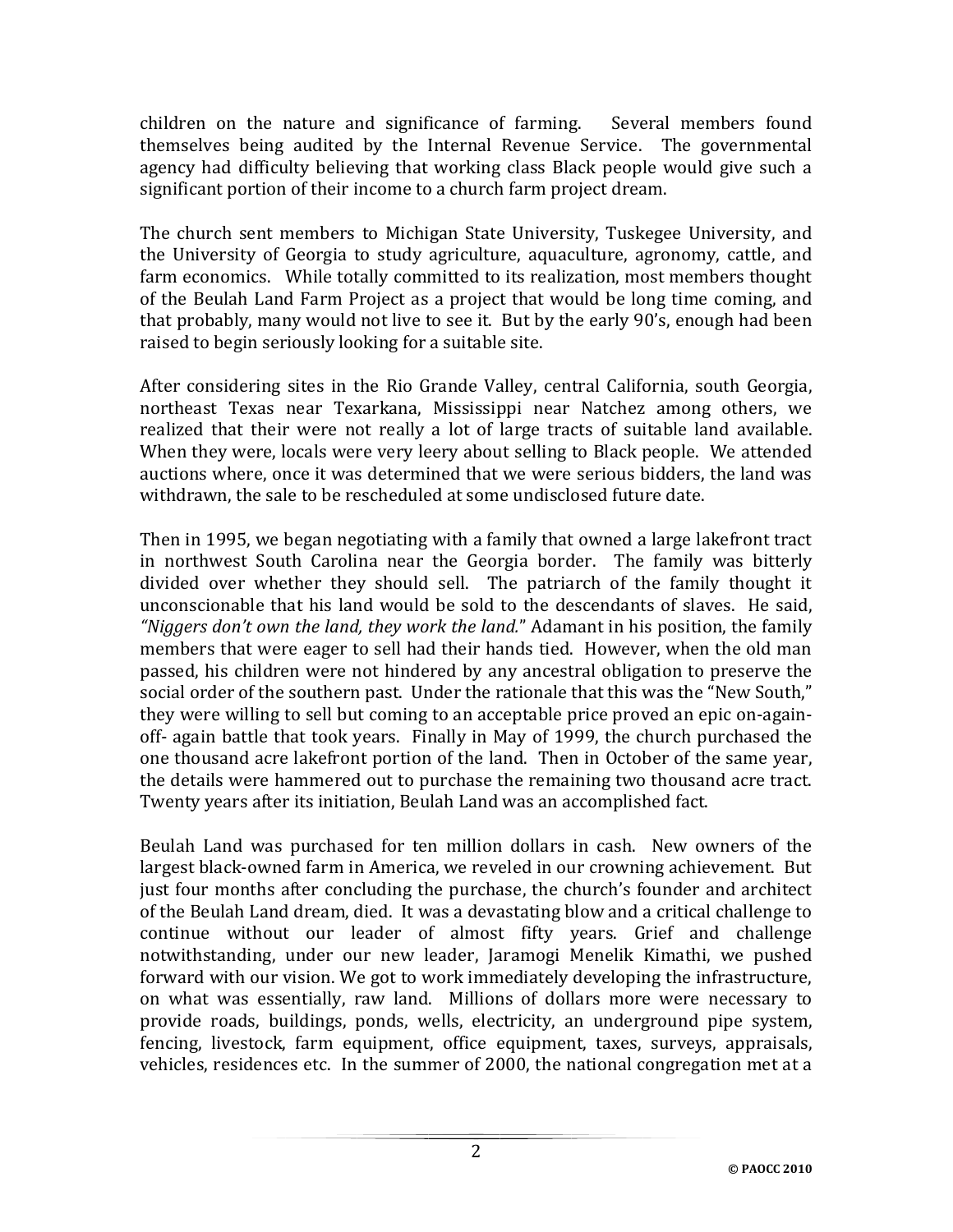children on the nature and significance of farming. Several members found themselves being audited by the Internal Revenue Service. The governmental agency had difficulty believing that working class Black people would give such a significant portion of their income to a church farm project dream.

The church sent members to Michigan State University, Tuskegee University, and the University of Georgia to study agriculture, aquaculture, agronomy, cattle, and farm economics. While totally committed to its realization, most members thought of the Beulah Land Farm Project as a project that would be long time coming, and that probably, many would not live to see it. But by the early 90's, enough had been raised to begin seriously looking for a suitable site.

After considering sites in the Rio Grande Valley, central California, south Georgia, northeast Texas near Texarkana, Mississippi near Natchez among others, we realized that their were not really a lot of large tracts of suitable land available. When they were, locals were very leery about selling to Black people. We attended auctions where, once it was determined that we were serious bidders, the land was withdrawn, the sale to be rescheduled at some undisclosed future date.

Then in 1995, we began negotiating with a family that owned a large lakefront tract in northwest South Carolina near the Georgia border. The family was bitterly divided over whether they should sell. The patriarch of the family thought it unconscionable that his land would be sold to the descendants of slaves. He said, *"Niggers don't own the land, they work the land.*" Adamant in his position, the family members that were eager to sell had their hands tied. However, when the old man passed, his children were not hindered by any ancestral obligation to preserve the social order of the southern past. Under the rationale that this was the "New South," they were willing to sell but coming to an acceptable price proved an epic on-again-off- again battle that took years. Finally in May of 1999, the church purchased the one thousand acre lakefront portion of the land. Then in October of the same year, the details were hammered out to purchase the remaining two thousand acre tract. Twenty years after its initiation, Beulah Land was an accomplished fact.

Beulah Land was purchased for ten million dollars in cash. New owners of the largest black-owned farm in America, we reveled in our crowning achievement. But just four months after concluding the purchase, the church's founder and architect of the Beulah Land dream, died. It was a devastating blow and a critical challenge to continue without our leader of almost fifty years. Grief and challenge notwithstanding, under our new leader, Jaramogi Menelik Kimathi, we pushed forward with our vision. We got to work immediately developing the infrastructure, on what was essentially, raw land. Millions of dollars more were necessary to provide roads, buildings, ponds, wells, electricity, an underground pipe system, fencing, livestock, farm equipment, office equipment, taxes, surveys, appraisals, vehicles, residences etc. In the summer of 2000, the national congregation met at a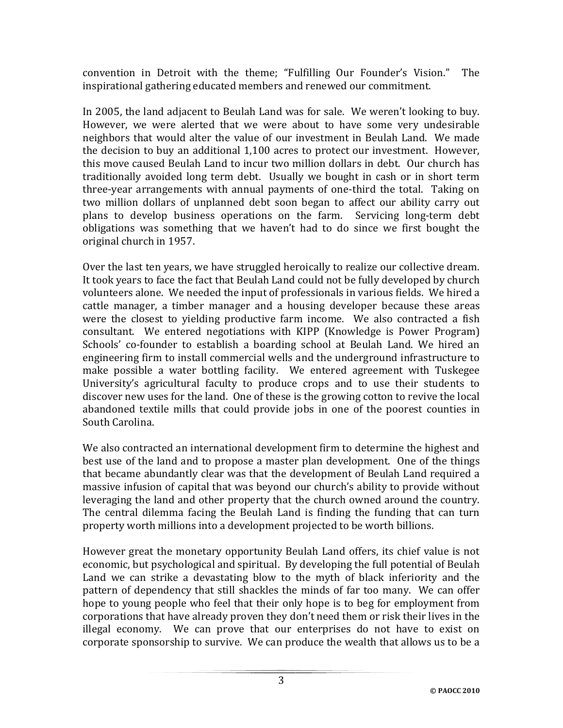convention in Detroit with the theme; "Fulfilling Our Founder's Vision." The inspirational gathering educated members and renewed our commitment.

In 2005, the land adjacent to Beulah Land was for sale. We weren't looking to buy. However, we were alerted that we were about to have some very undesirable neighbors that would alter the value of our investment in Beulah Land. We made the decision to buy an additional 1,100 acres to protect our investment. However, this move caused Beulah Land to incur two million dollars in debt. Our church has traditionally avoided long term debt. Usually we bought in cash or in short term three-year arrangements with annual payments of one-third the total. Taking on two million dollars of unplanned debt soon began to affect our ability carry out plans to develop business operations on the farm. Servicing long-term debt obligations was something that we haven't had to do since we first bought the original church in 1957.

Over the last ten years, we have struggled heroically to realize our collective dream. It took years to face the fact that Beulah Land could not be fully developed by church volunteers alone. We needed the input of professionals in various fields. We hired a cattle manager, a timber manager and a housing developer because these areas were the closest to yielding productive farm income. We also contracted a fish consultant. We entered negotiations with KIPP (Knowledge is Power Program) Schools' co-founder to establish a boarding school at Beulah Land. We hired an engineering firm to install commercial wells and the underground infrastructure to make possible a water bottling facility. We entered agreement with Tuskegee University's agricultural faculty to produce crops and to use their students to discover new uses for the land. One of these is the growing cotton to revive the local abandoned textile mills that could provide jobs in one of the poorest counties in South Carolina.

We also contracted an international development firm to determine the highest and best use of the land and to propose a master plan development. One of the things that became abundantly clear was that the development of Beulah Land required a massive infusion of capital that was beyond our church's ability to provide without leveraging the land and other property that the church owned around the country. The central dilemma facing the Beulah Land is finding the funding that can turn property worth millions into a development projected to be worth billions.

However great the monetary opportunity Beulah Land offers, its chief value is not economic, but psychological and spiritual. By developing the full potential of Beulah Land we can strike a devastating blow to the myth of black inferiority and the pattern of dependency that still shackles the minds of far too many. We can offer hope to young people who feel that their only hope is to beg for employment from corporations that have already proven they don't need them or risk their lives in the illegal economy. We can prove that our enterprises do not have to exist on corporate sponsorship to survive. We can produce the wealth that allows us to be a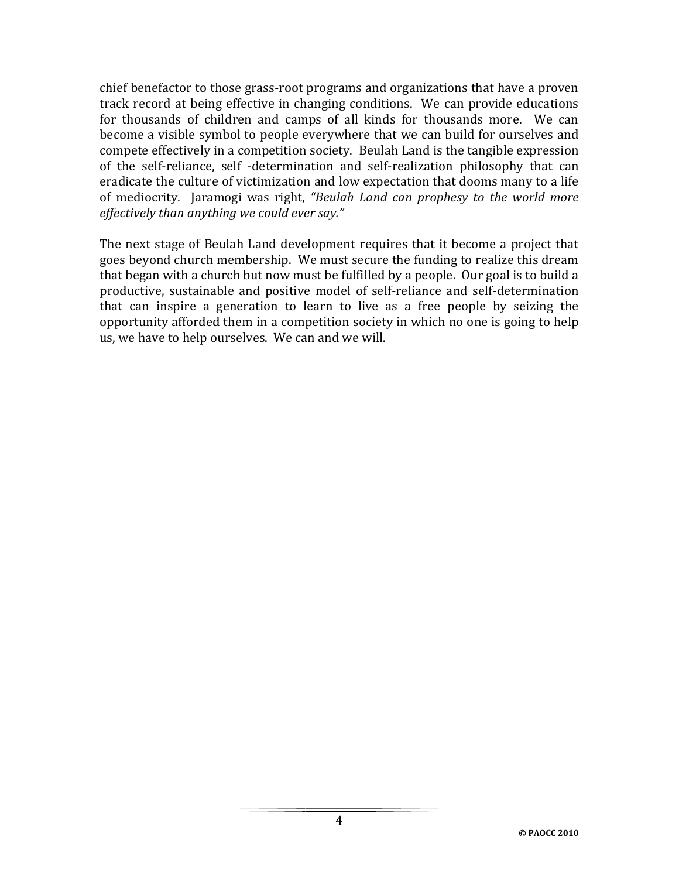chief benefactor to those grass-root programs and organizations that have a proven track record at being effective in changing conditions. We can provide educations for thousands of children and camps of all kinds for thousands more. We can become a visible symbol to people everywhere that we can build for ourselves and compete effectively in a competition society. Beulah Land is the tangible expression of the self-reliance, self -determination and self-realization philosophy that can eradicate the culture of victimization and low expectation that dooms many to a life of mediocrity. Jaramogi was right, *"Beulah Land can prophesy to the world more effectively than anything we could ever say."*

The next stage of Beulah Land development requires that it become a project that goes beyond church membership. We must secure the funding to realize this dream that began with a church but now must be fulfilled by a people. Our goal is to build a productive, sustainable and positive model of self-reliance and self-determination that can inspire a generation to learn to live as a free people by seizing the opportunity afforded them in a competition society in which no one is going to help us, we have to help ourselves. We can and we will.

**© PAOCC 2010**